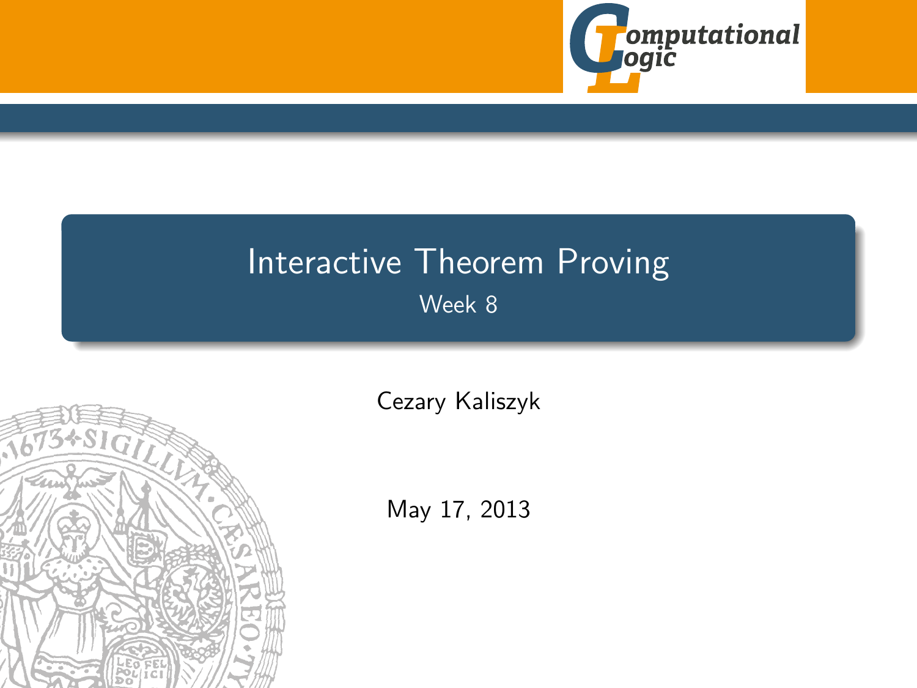# Interactive Theorem Proving

Week 8

Cezary Kaliszyk

May 17, 2013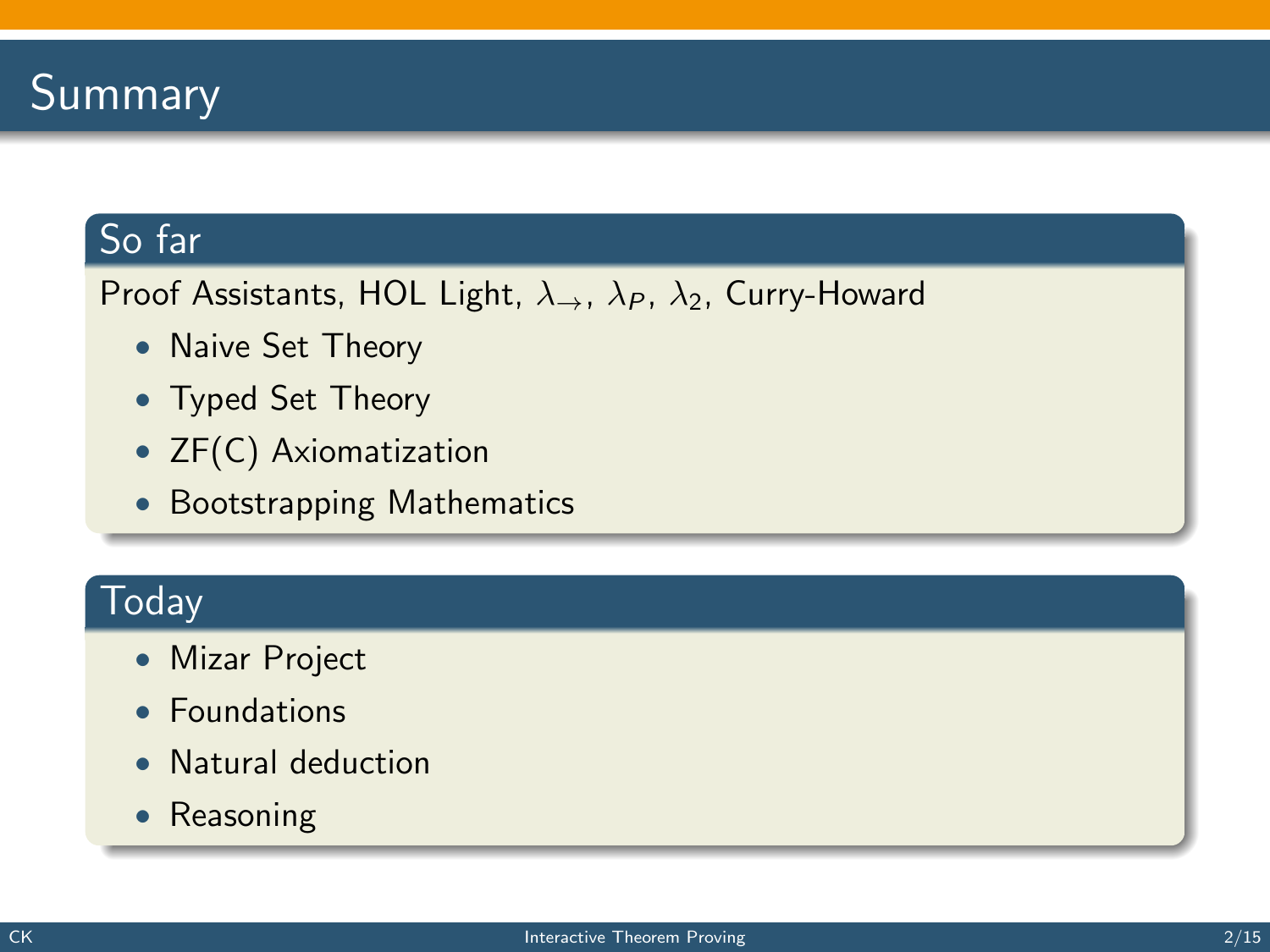# Summary

## So far

Proof Assistants, HOL Light, $\lambda_{\rightarrow}$, $\lambda_P$, $\lambda_2$, Curry-Howard

- Naive Set Theory
- Typed Set Theory
- ZF(C) Axiomatization
- Bootstrapping Mathematics

## Today

- Mizar Project
- Foundations
- Natural deduction
- Reasoning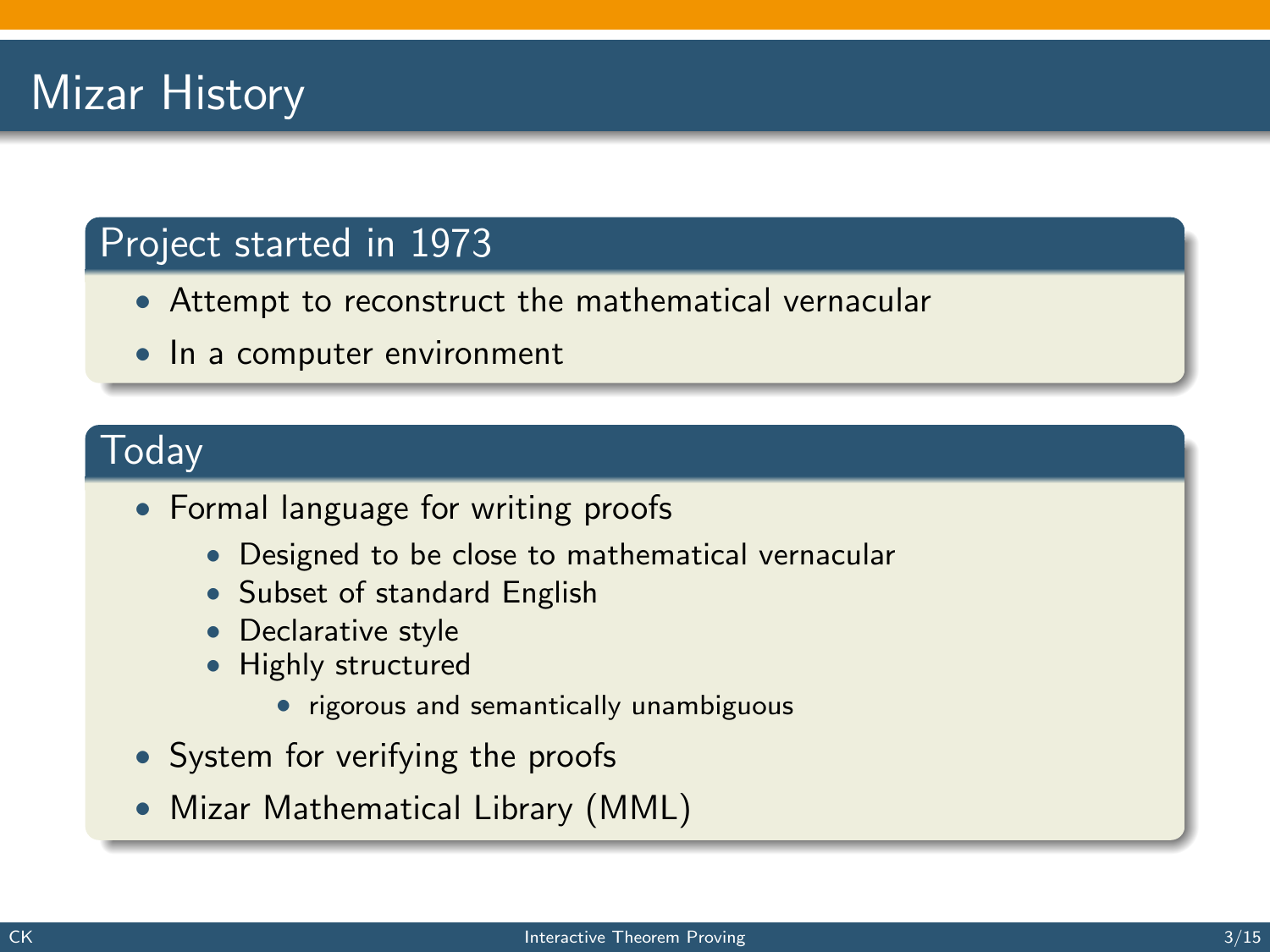# Mizar History

## Project started in 1973

- Attempt to reconstruct the mathematical vernacular
- In a computer environment

## Today

- Formal language for writing proofs
  - Designed to be close to mathematical vernacular
  - Subset of standard English
  - Declarative style
  - Highly structured
    - rigorous and semantically unambiguous
- System for verifying the proofs
- Mizar Mathematical Library (MML)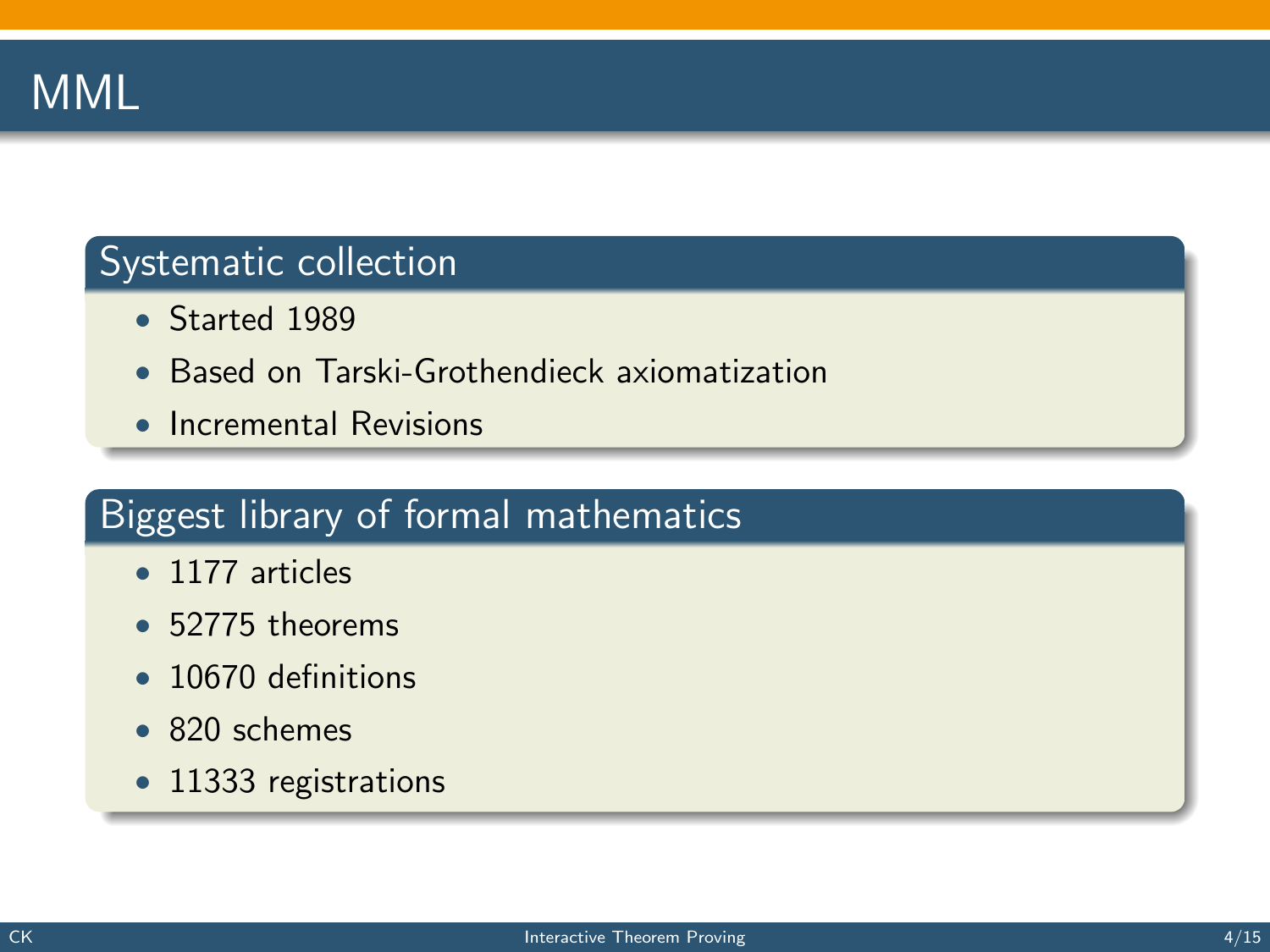# MML

## Systematic collection

- Started 1989
- Based on Tarski-Grothendieck axiomatization
- Incremental Revisions

## Biggest library of formal mathematics

- 1177 articles
- 52775 theorems
- 10670 definitions
- 820 schemes
- 11333 registrations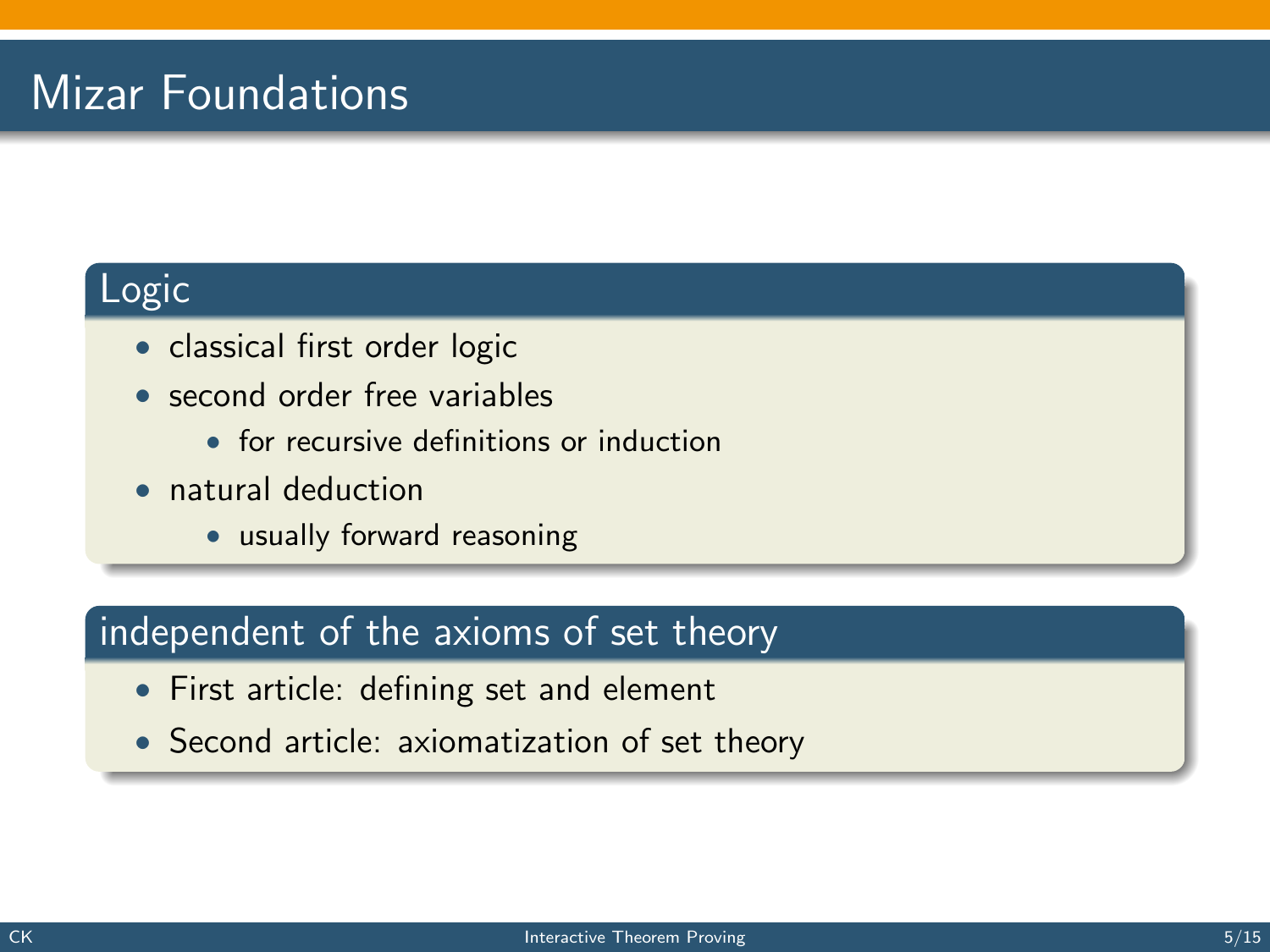# Mizar Foundations

## Logic

- classical first order logic
- second order free variables
  - for recursive definitions or induction
- natural deduction
  - usually forward reasoning

## independent of the axioms of set theory

- First article: defining set and element
- Second article: axiomatization of set theory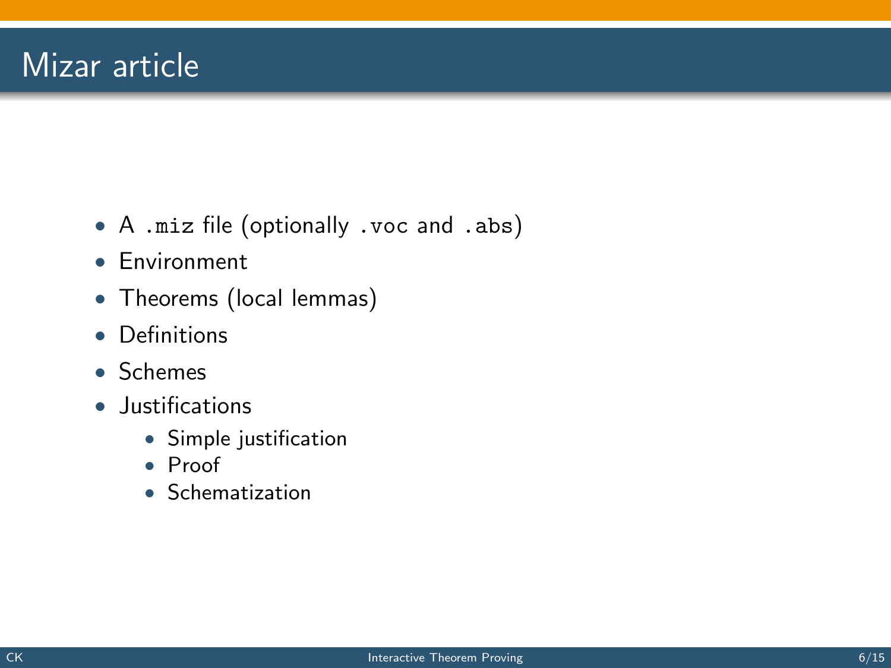# Mizar article

- A `.miz` file (optionally `.voc` and `.abs`)
- Environment
- Theorems (local lemmas)
- Definitions
- Schemes
- Justifications
  - Simple justification
  - Proof
  - Schematization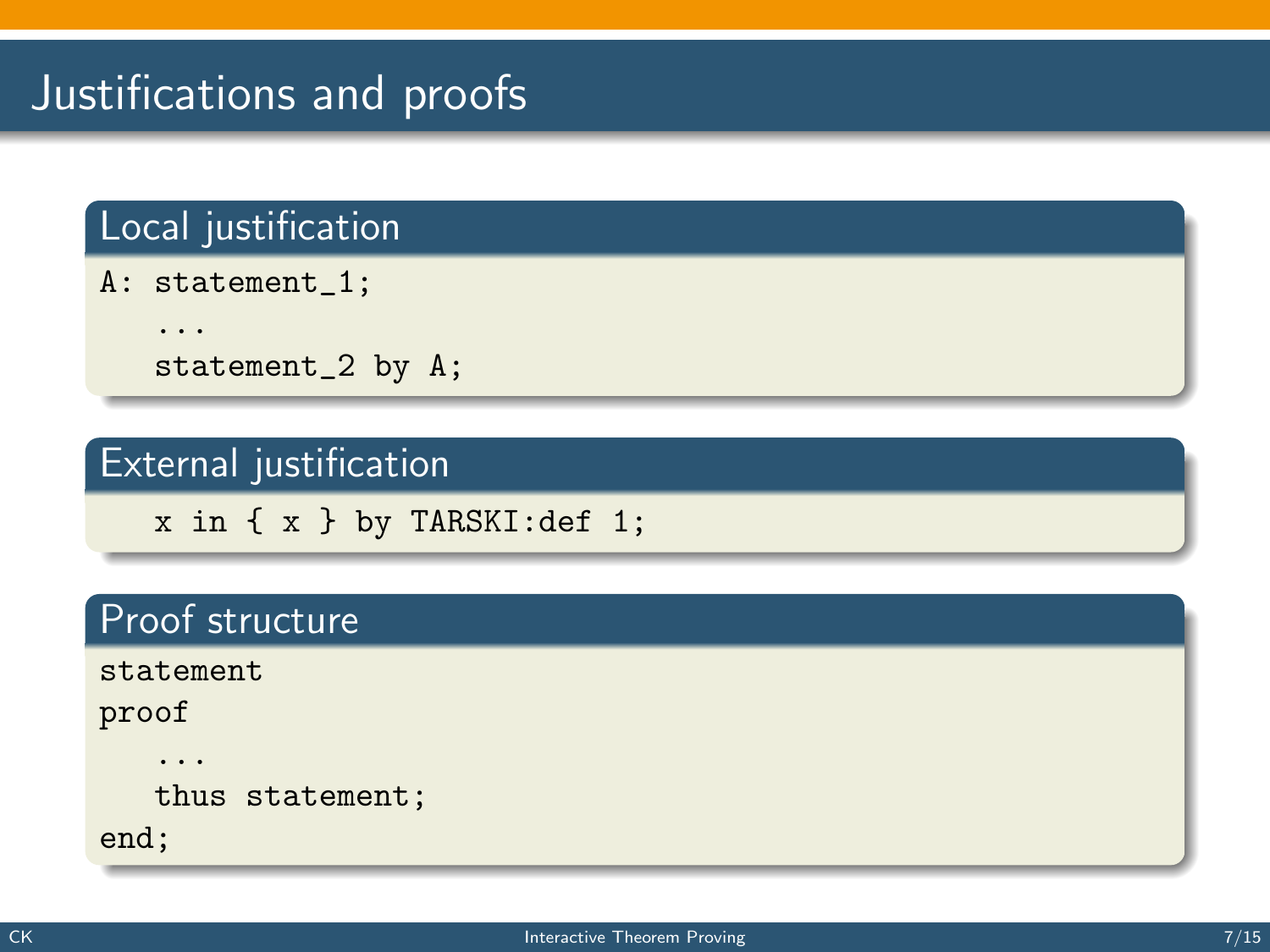# Justifications and proofs

## Local justification

```
A: statement_1;
   ...
   statement_2 by A;
```

## External justification

```
   x in { x } by TARSKI:def 1;
```

## Proof structure

```
statement
proof
   ...
   thus statement;
end;
```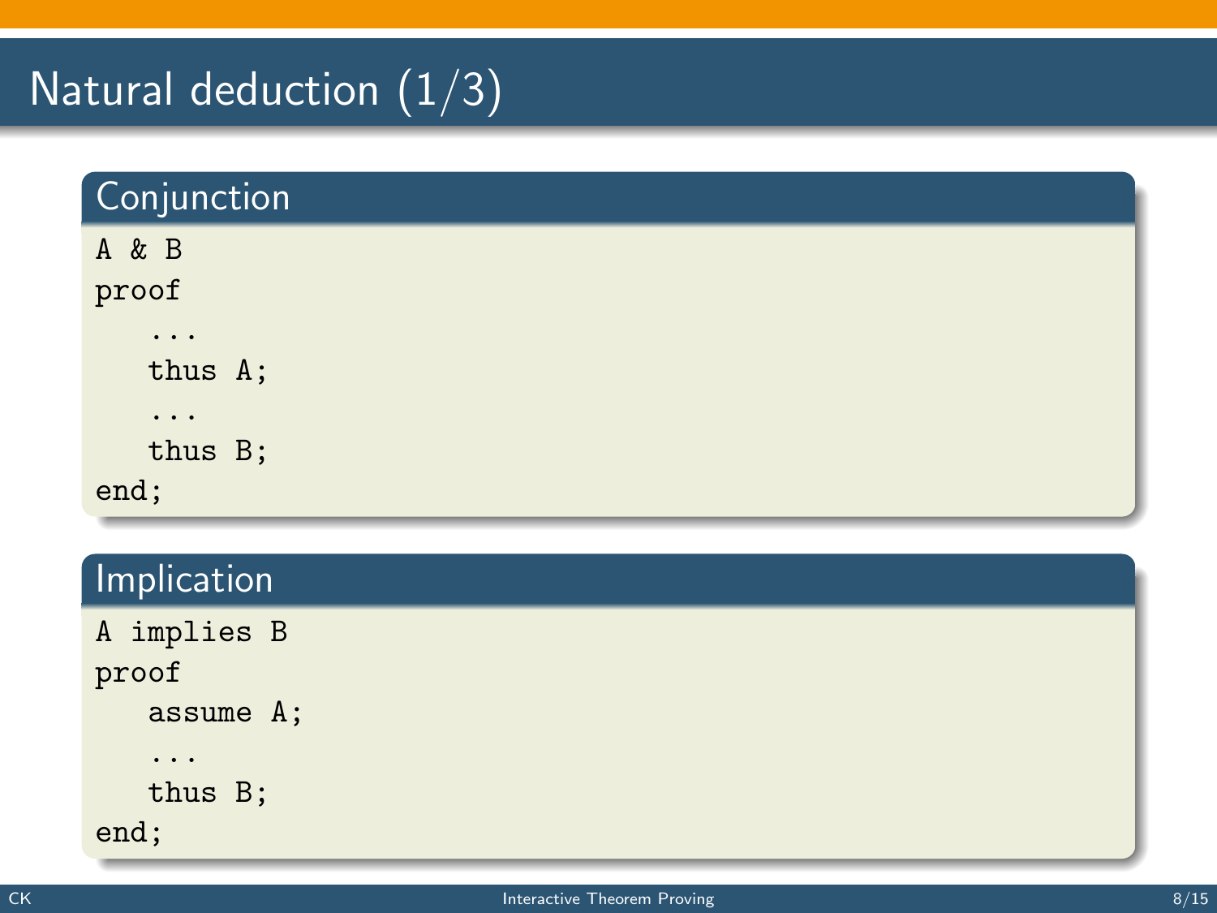# Natural deduction (1/3)

## Conjunction

```
A & B
proof
   ...
   thus A;
   ...
   thus B;
end;
```

## Implication

```
A implies B
proof
   assume A;
   ...
   thus B;
end;
```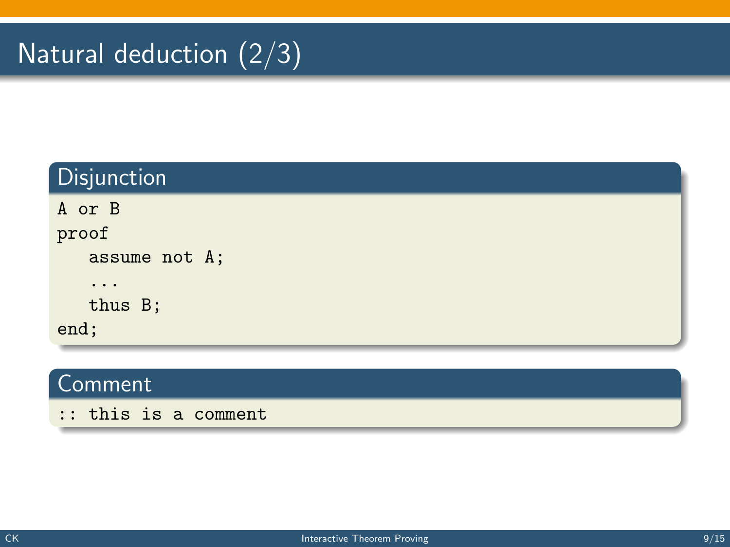# Natural deduction (2/3)

## Disjunction

```
A or B
proof
   assume not A;
   ...
   thus B;
end;
```

## Comment

```
:: this is a comment
```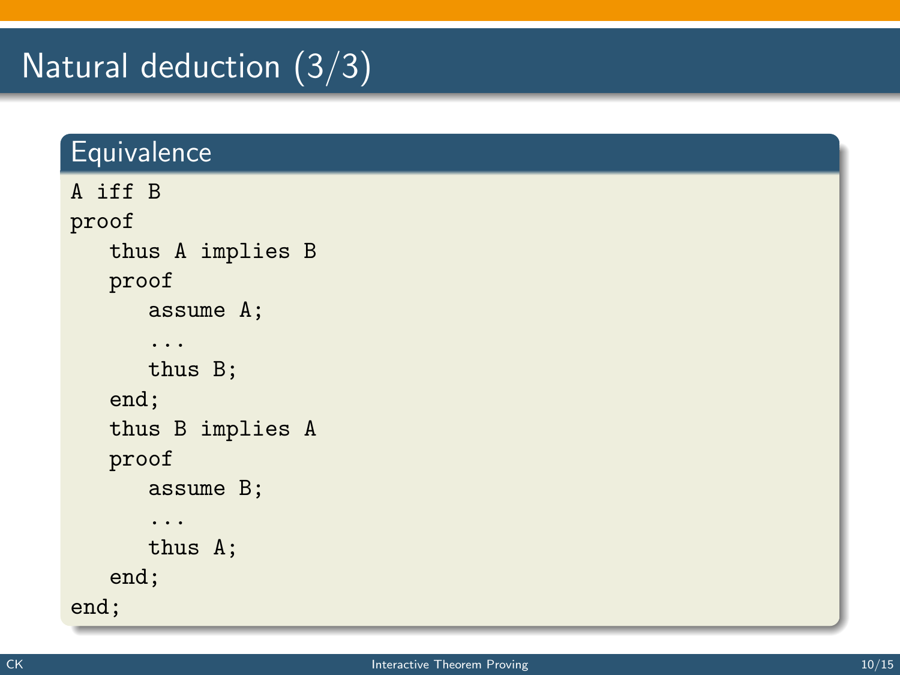# Natural deduction (3/3)

## Equivalence

```
A iff B
proof
   thus A implies B
   proof
      assume A;
      ...
      thus B;
   end;
   thus B implies A
   proof
      assume B;
      ...
      thus A;
   end;
end;
```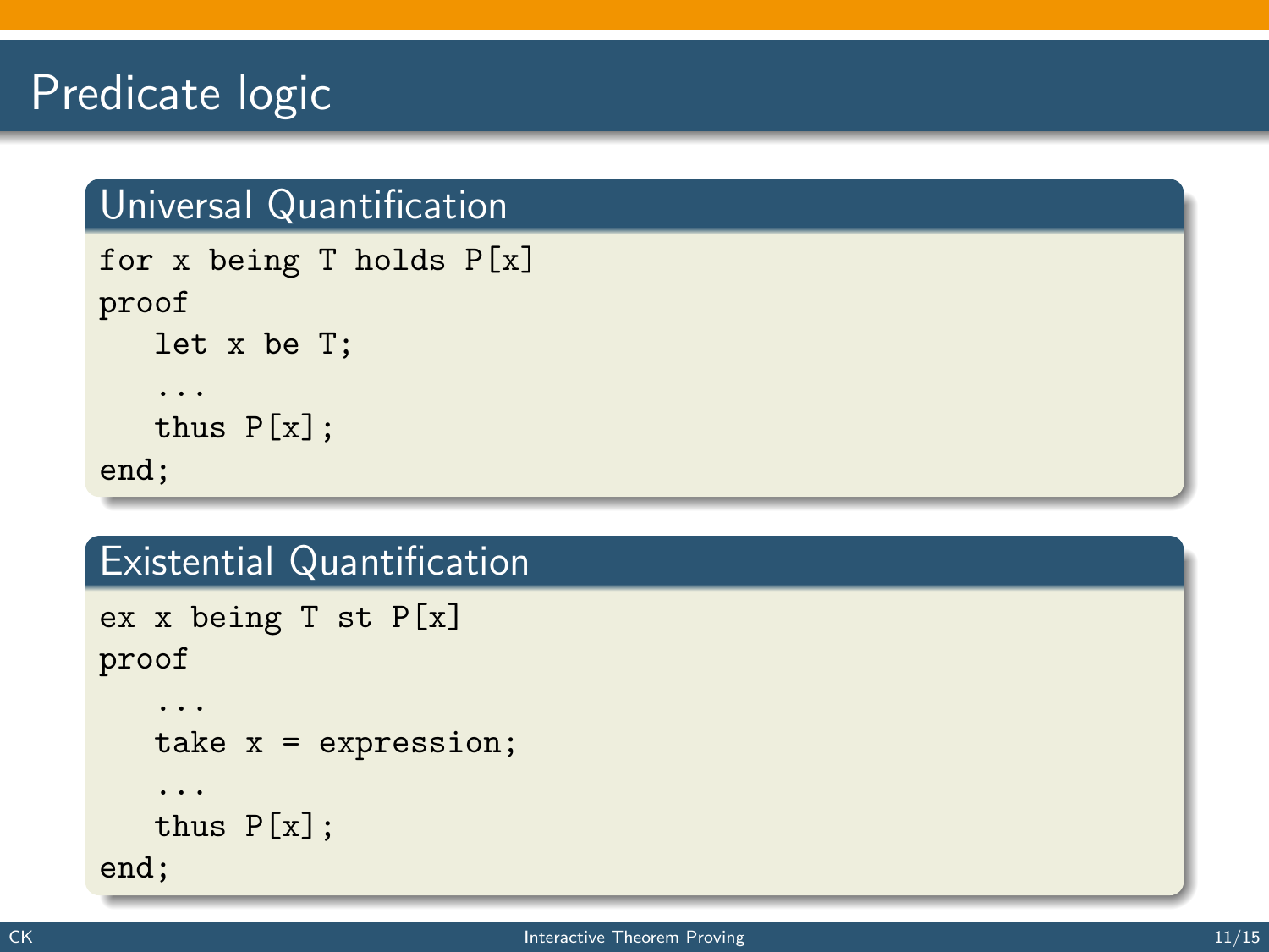# Predicate logic

## Universal Quantification

```
for x being T holds P[x]
proof
   let x be T;
   ...
   thus P[x];
end;
```

## Existential Quantification

```
ex x being T st P[x]
proof
   ...
   take x = expression;
   ...
   thus P[x];
end;
```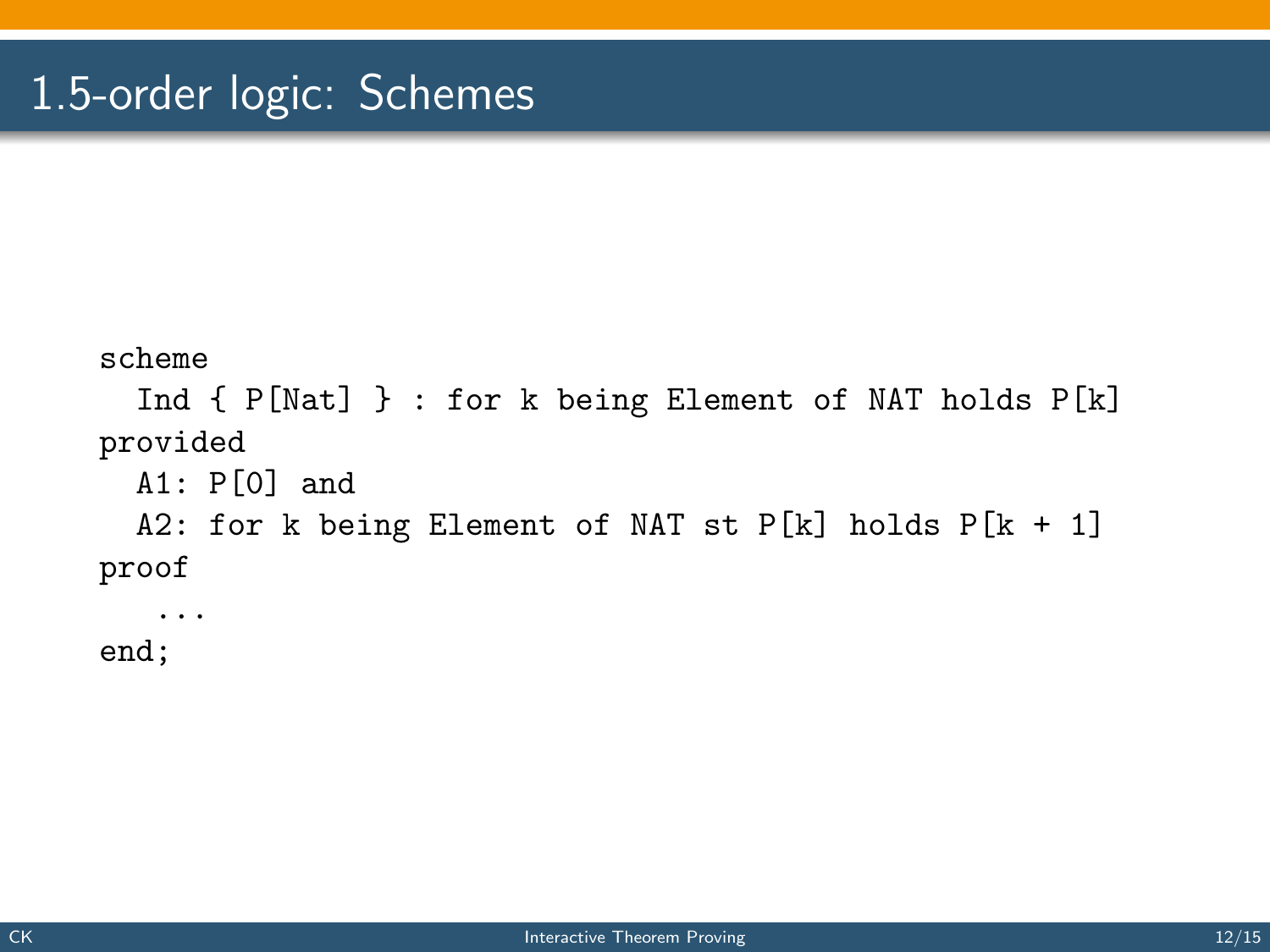# 1.5-order logic: Schemes

```
scheme
  Ind { P[Nat] } : for k being Element of NAT holds P[k]
provided
  A1: P[0] and
  A2: for k being Element of NAT st P[k] holds P[k + 1]
proof
   ...
end;
```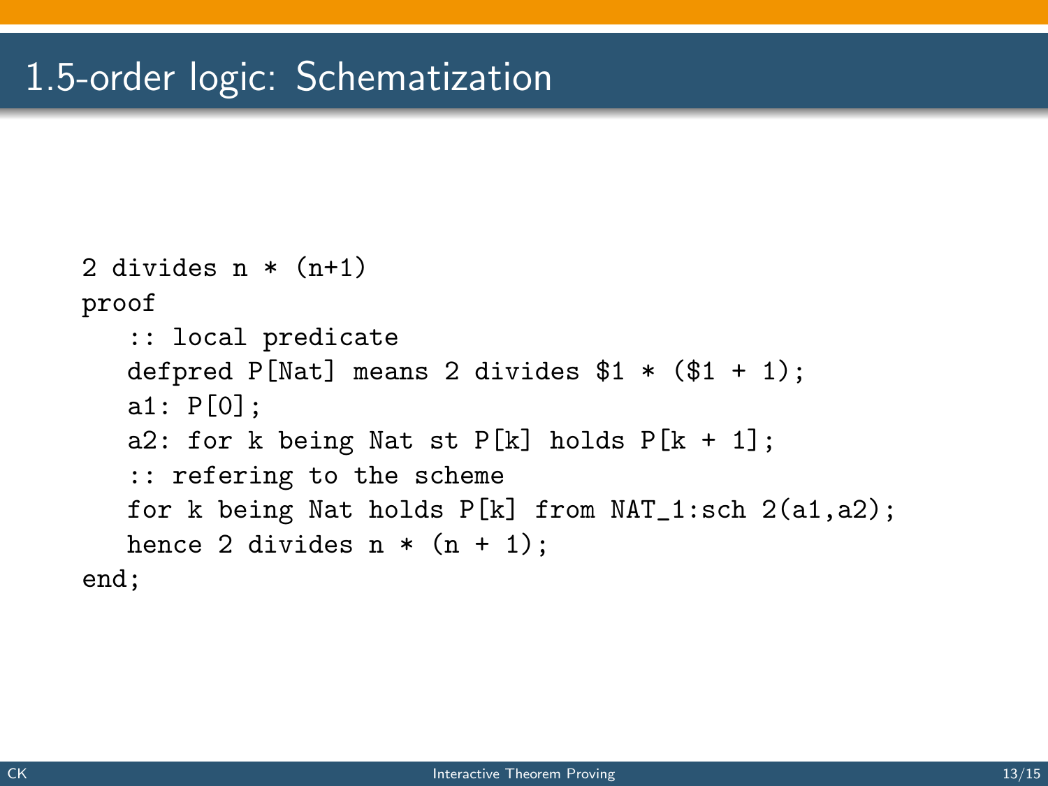# 1.5-order logic: Schematization

```
2 divides n * (n+1)
proof
   :: local predicate
   defpred P[Nat] means 2 divides $1 * ($1 + 1);
   a1: P[0];
   a2: for k being Nat st P[k] holds P[k + 1];
   :: refering to the scheme
   for k being Nat holds P[k] from NAT_1:sch 2(a1,a2);
   hence 2 divides n * (n + 1);
end;
```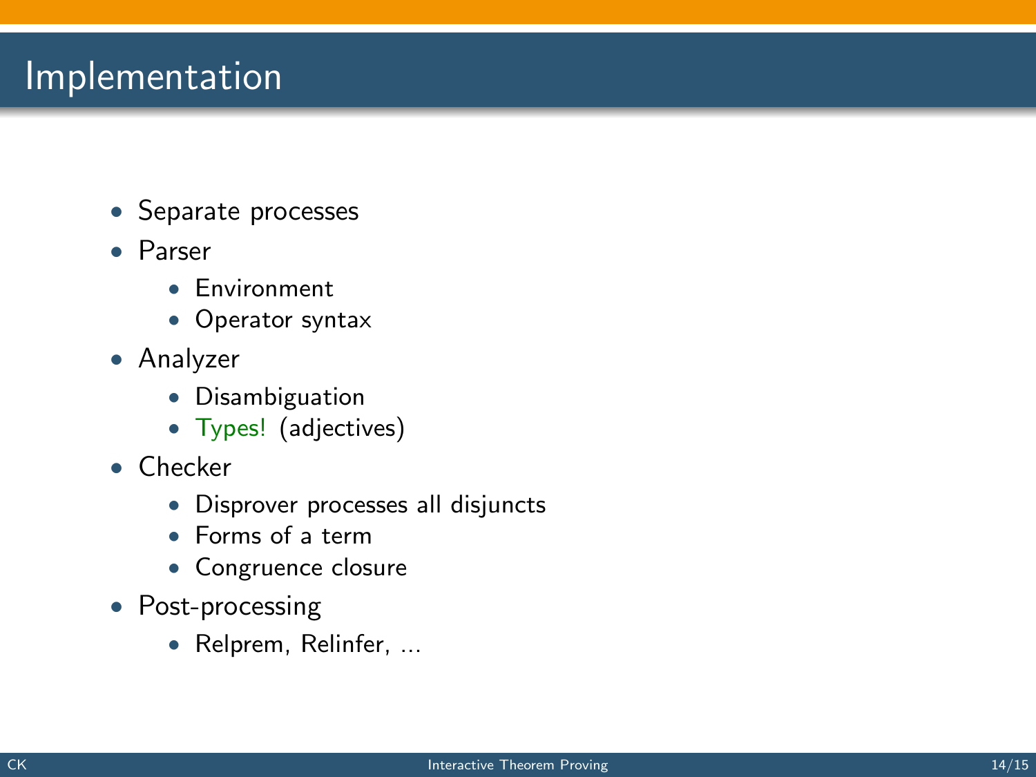# Implementation

- Separate processes
- Parser
  - Environment
  - Operator syntax
- Analyzer
  - Disambiguation
  - Types! (adjectives)
- Checker
  - Disprover processes all disjuncts
  - Forms of a term
  - Congruence closure
- Post-processing
  - Relprem, Relinfer, ...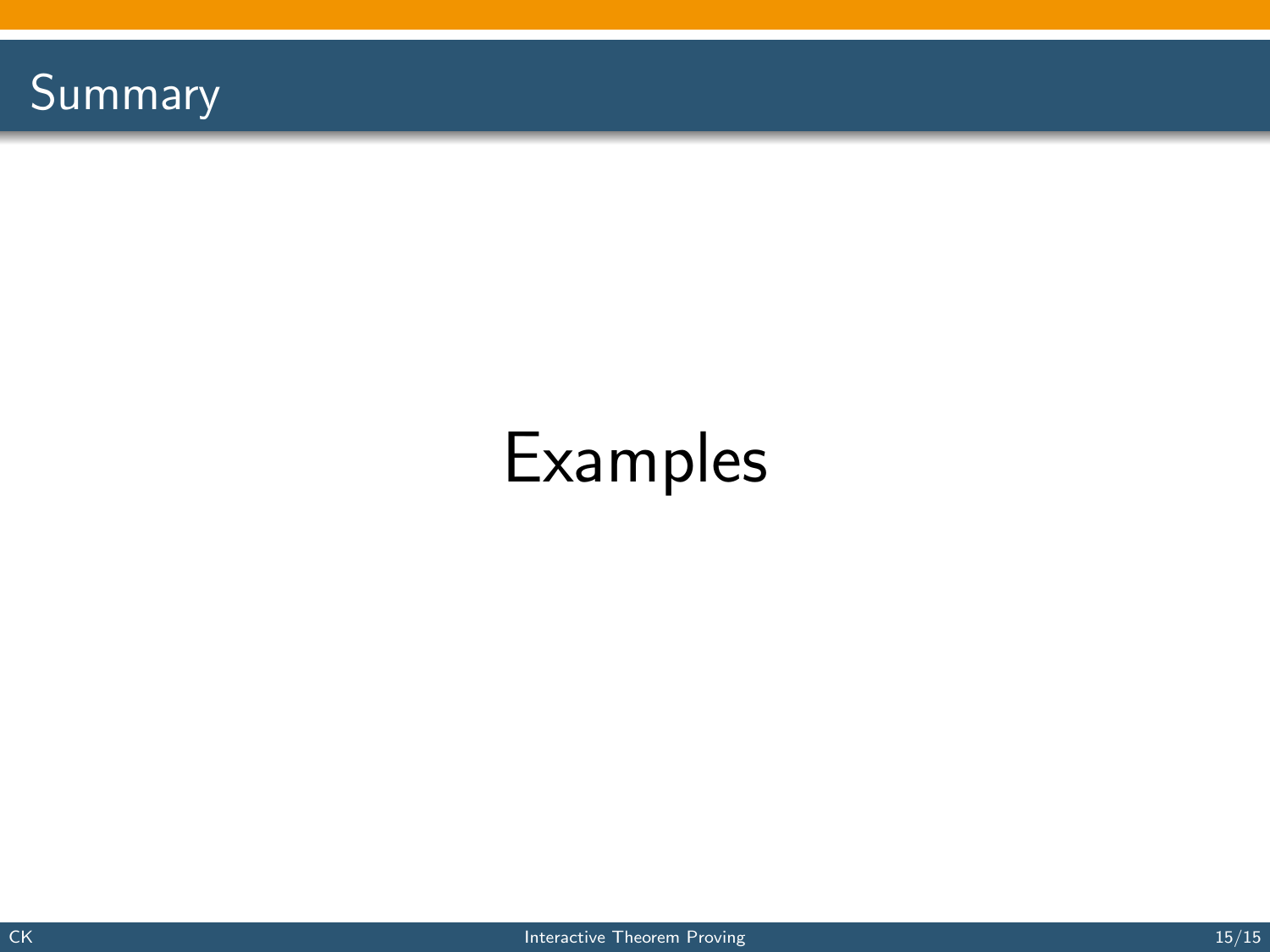# Summary

Examples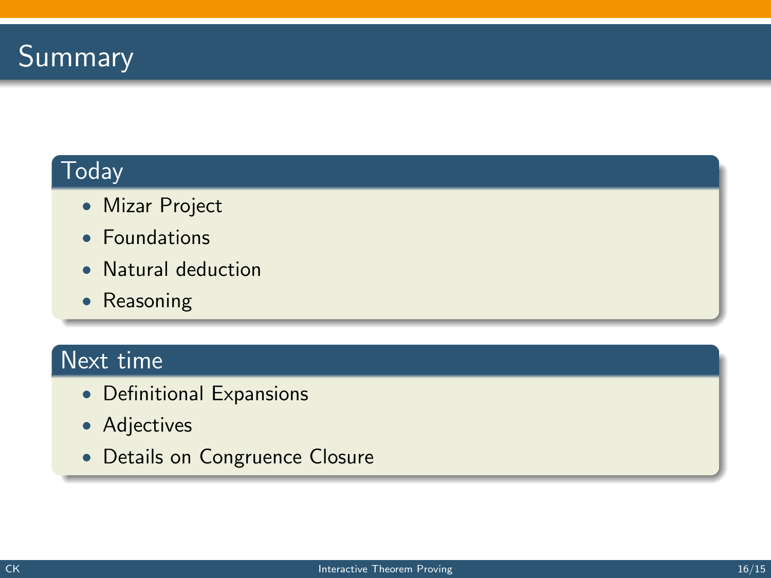# Summary

## Today

- Mizar Project
- Foundations
- Natural deduction
- Reasoning

## Next time

- Definitional Expansions
- Adjectives
- Details on Congruence Closure